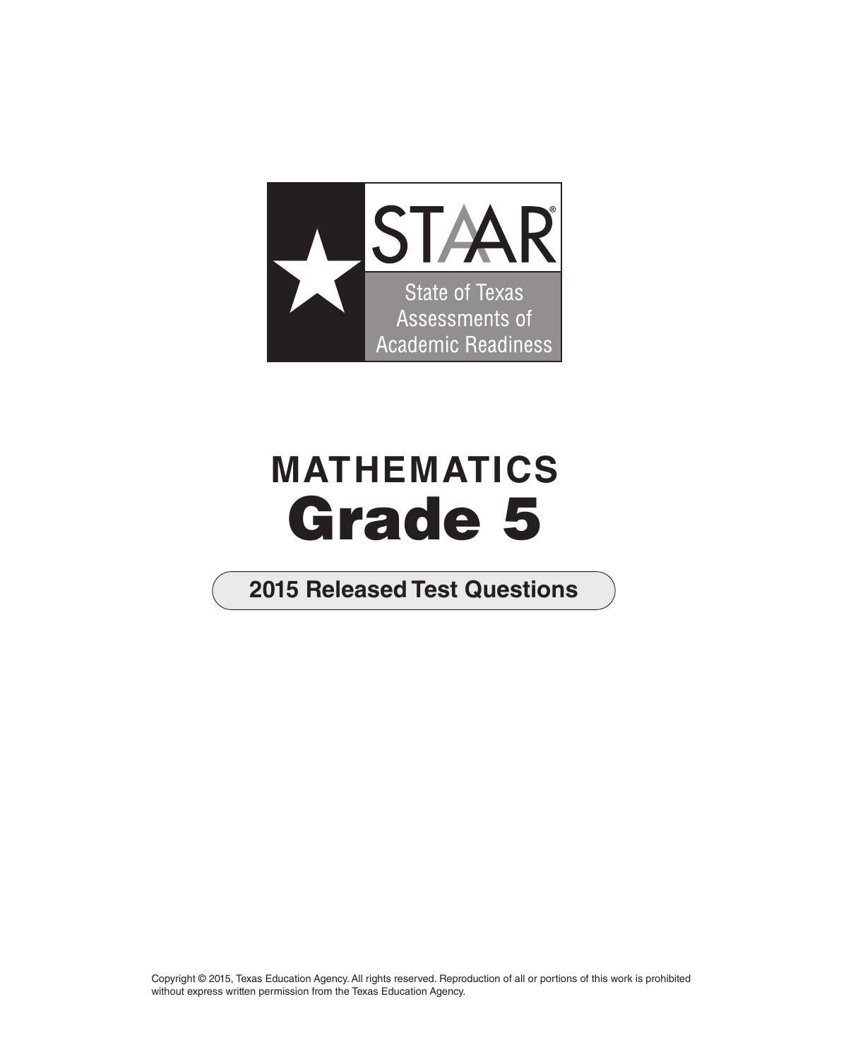STAAR®

State of Texas Assessments of Academic Readiness

# MATHEMATICS
# Grade 5

## 2015 Released Test Questions

Copyright © 2015, Texas Education Agency. All rights reserved. Reproduction of all or portions of this work is prohibited without express written permission from the Texas Education Agency.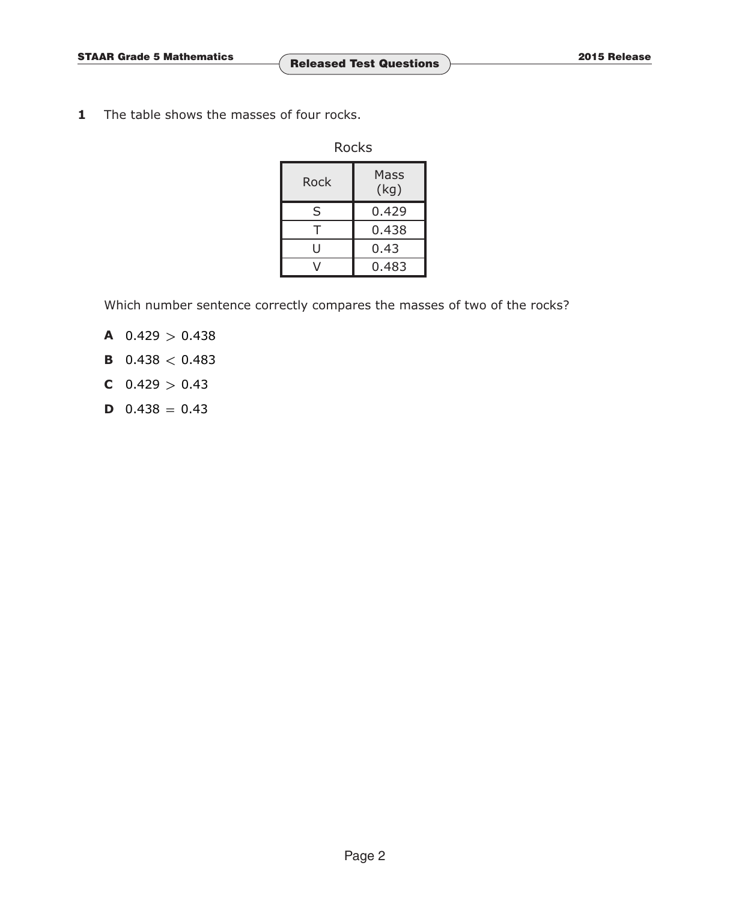**1** The table shows the masses of four rocks.

Rocks

| Rock | Mass (kg) |
|---|---|
| S | 0.429 |
| T | 0.438 |
| U | 0.43 |
| V | 0.483 |

Which number sentence correctly compares the masses of two of the rocks?

**A** $0.429 > 0.438$

**B** $0.438 < 0.483$

**C** $0.429 > 0.43$

**D** $0.438 = 0.43$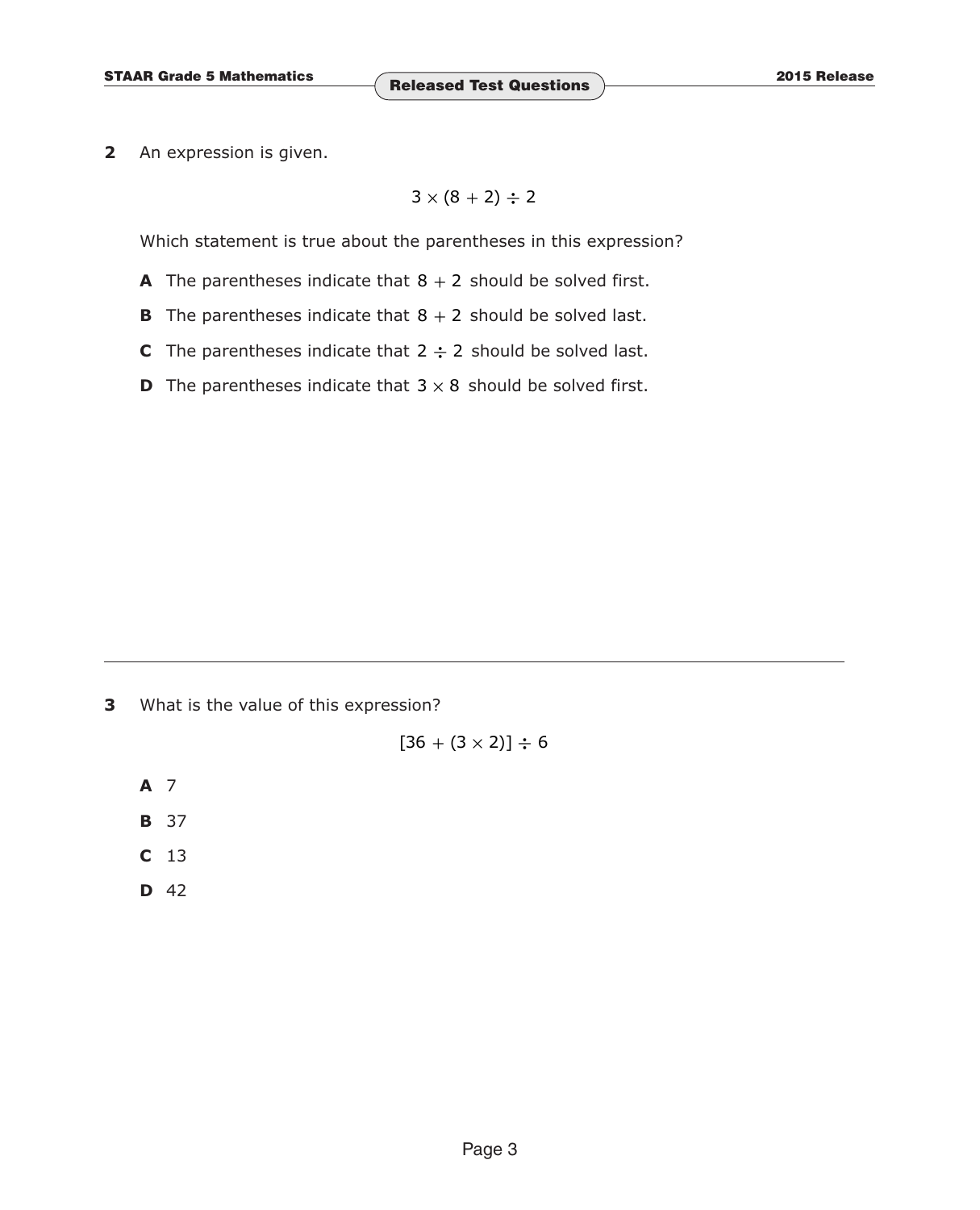**2** An expression is given.

$$3 \times (8 + 2) \div 2$$

Which statement is true about the parentheses in this expression?

**A** The parentheses indicate that $8 + 2$ should be solved first.

**B** The parentheses indicate that $8 + 2$ should be solved last.

**C** The parentheses indicate that $2 \div 2$ should be solved last.

**D** The parentheses indicate that $3 \times 8$ should be solved first.

---

**3** What is the value of this expression?

$$[36 + (3 \times 2)] \div 6$$

**A** 7

**B** 37

**C** 13

**D** 42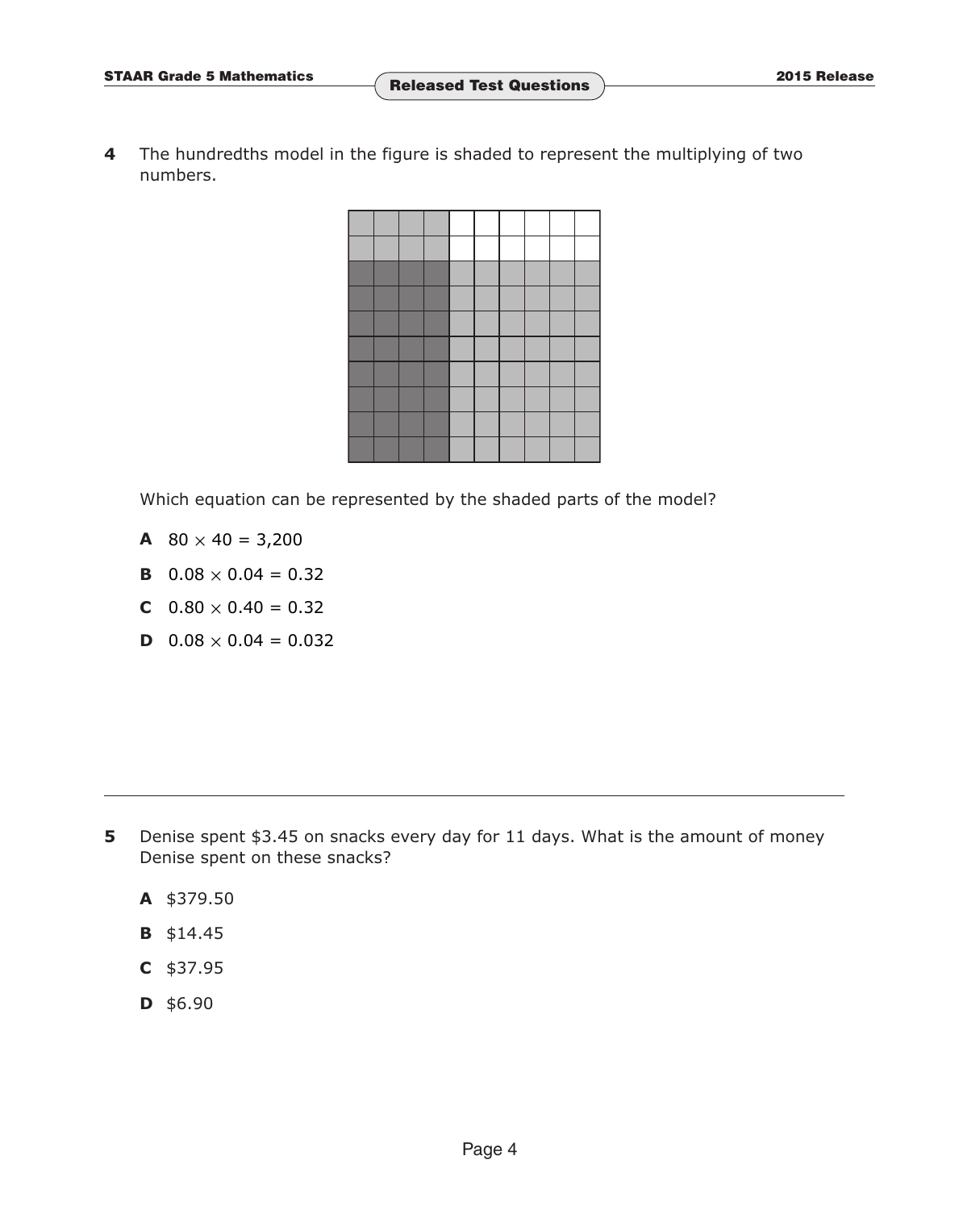**4** The hundredths model in the figure is shaded to represent the multiplying of two numbers.

Which equation can be represented by the shaded parts of the model?

**A** $80 \times 40 = 3{,}200$

**B** $0.08 \times 0.04 = 0.32$

**C** $0.80 \times 0.40 = 0.32$

**D** $0.08 \times 0.04 = 0.032$

---

**5** Denise spent \$3.45 on snacks every day for 11 days. What is the amount of money Denise spent on these snacks?

**A** \$379.50

**B** \$14.45

**C** \$37.95

**D** \$6.90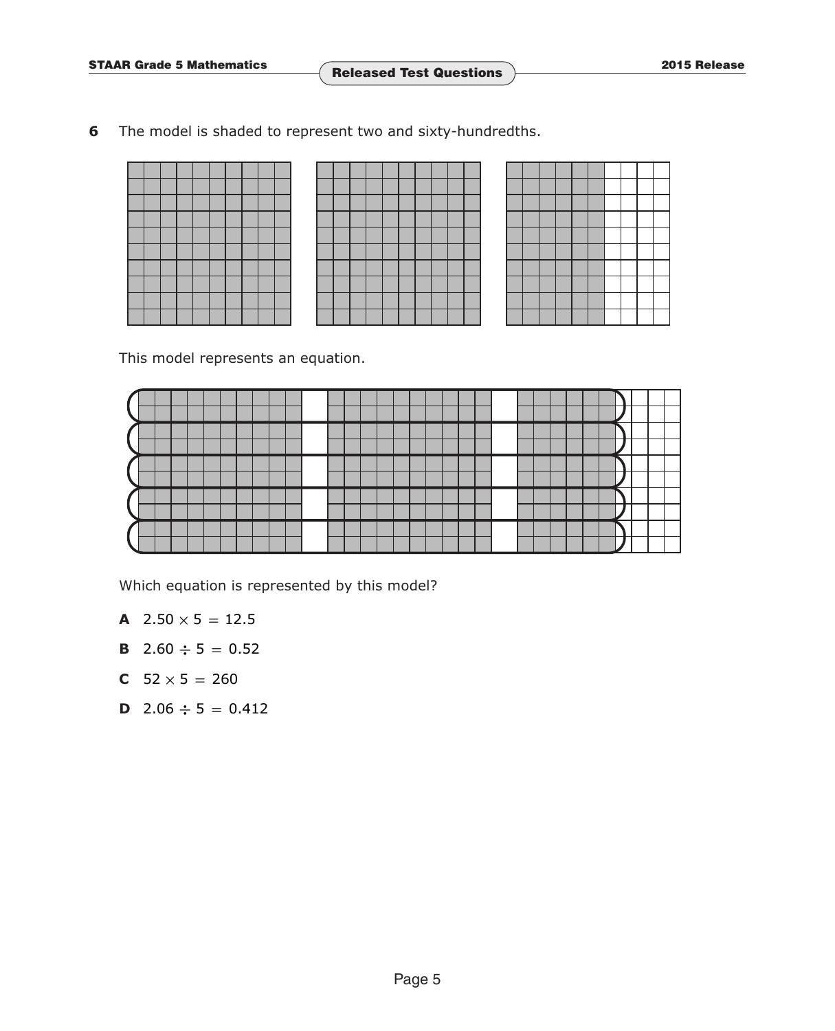**6** The model is shaded to represent two and sixty-hundredths.

This model represents an equation.

Which equation is represented by this model?

**A** $2.50 \times 5 = 12.5$

**B** $2.60 \div 5 = 0.52$

**C** $52 \times 5 = 260$

**D** $2.06 \div 5 = 0.412$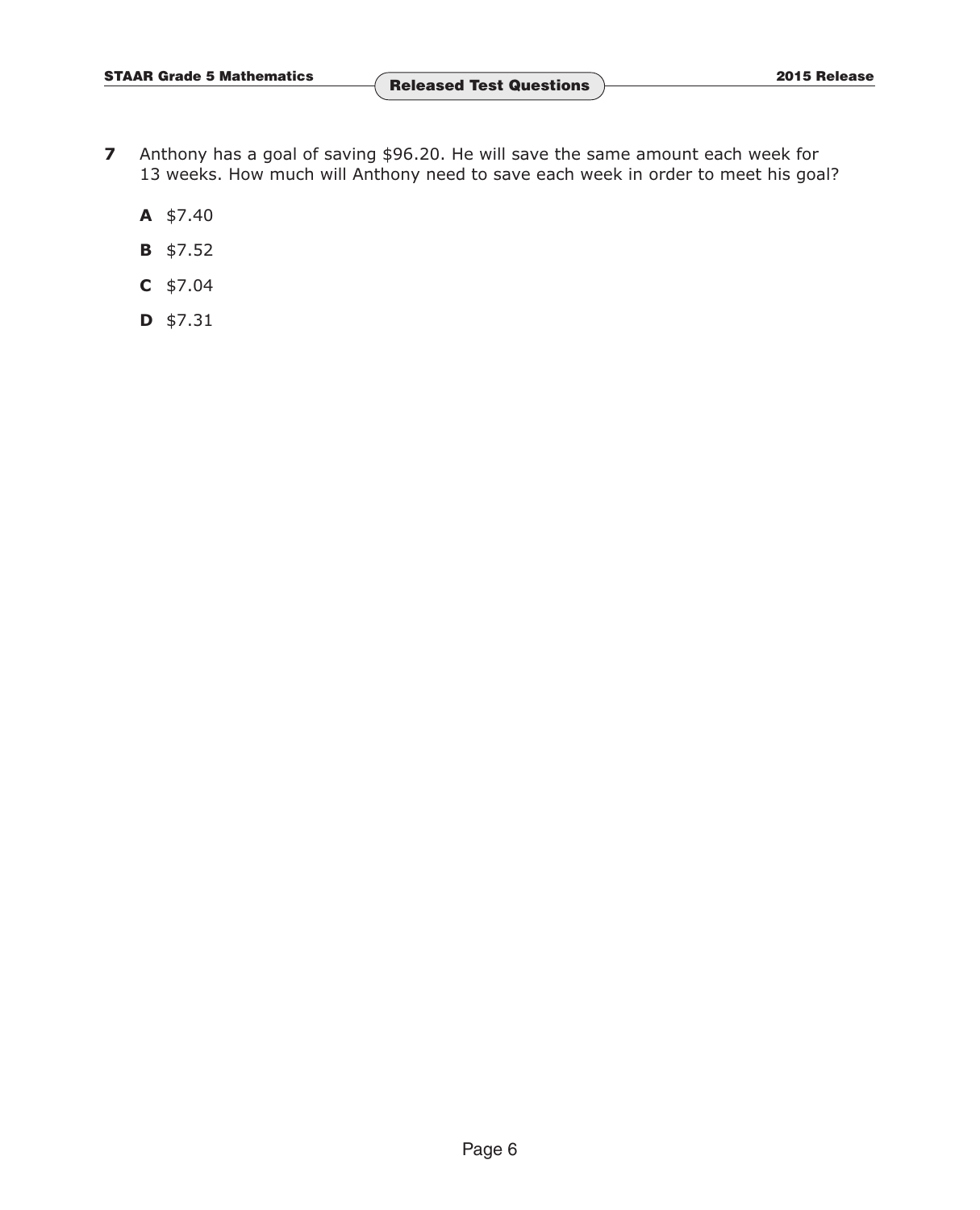**7** Anthony has a goal of saving $96.20. He will save the same amount each week for 13 weeks. How much will Anthony need to save each week in order to meet his goal?

**A** $7.40

**B** $7.52

**C** $7.04

**D** $7.31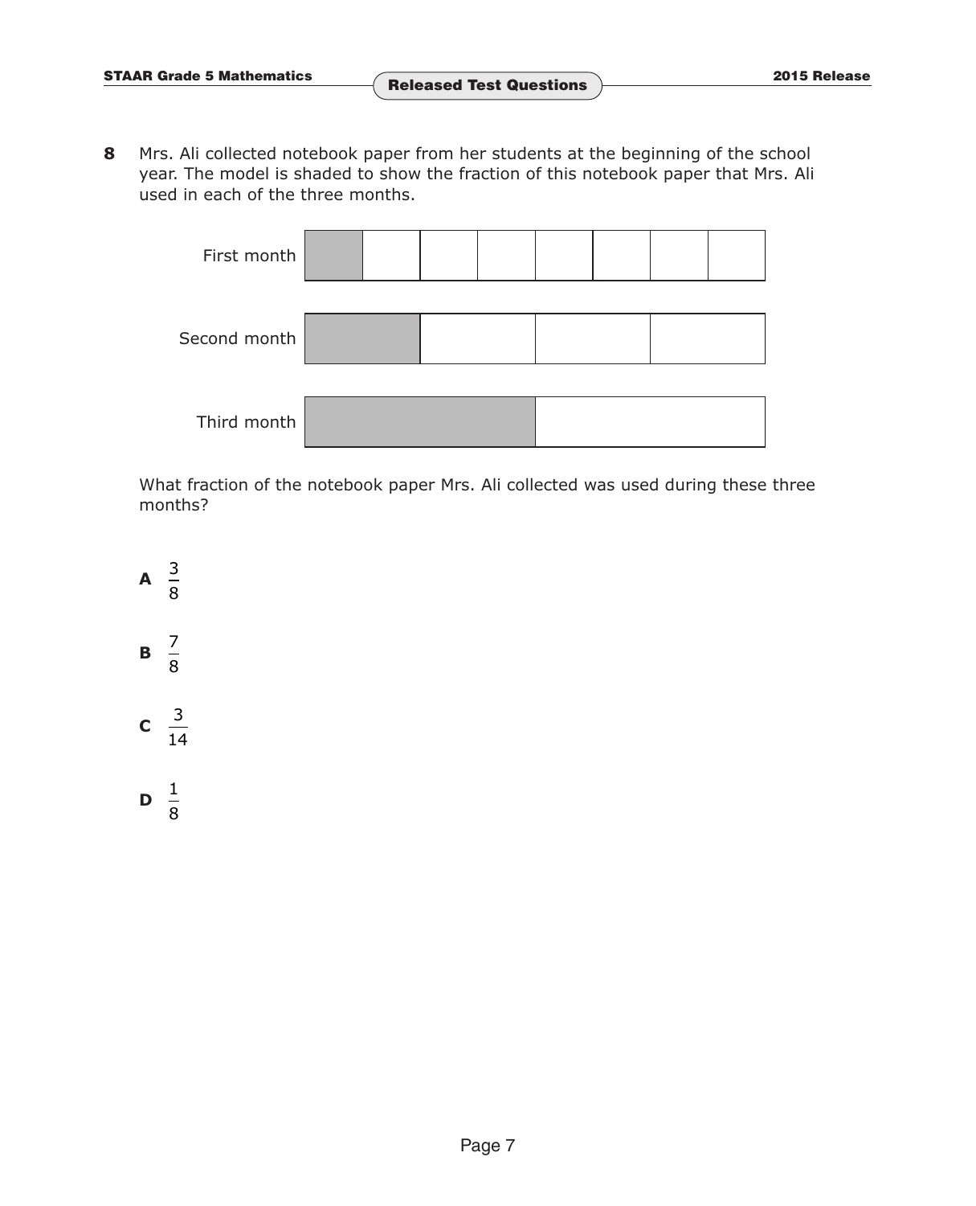**8** Mrs. Ali collected notebook paper from her students at the beginning of the school year. The model is shaded to show the fraction of this notebook paper that Mrs. Ali used in each of the three months.

First month

Second month

Third month

What fraction of the notebook paper Mrs. Ali collected was used during these three months?

**A** $\frac{3}{8}$

**B** $\frac{7}{8}$

**C** $\frac{3}{14}$

**D** $\frac{1}{8}$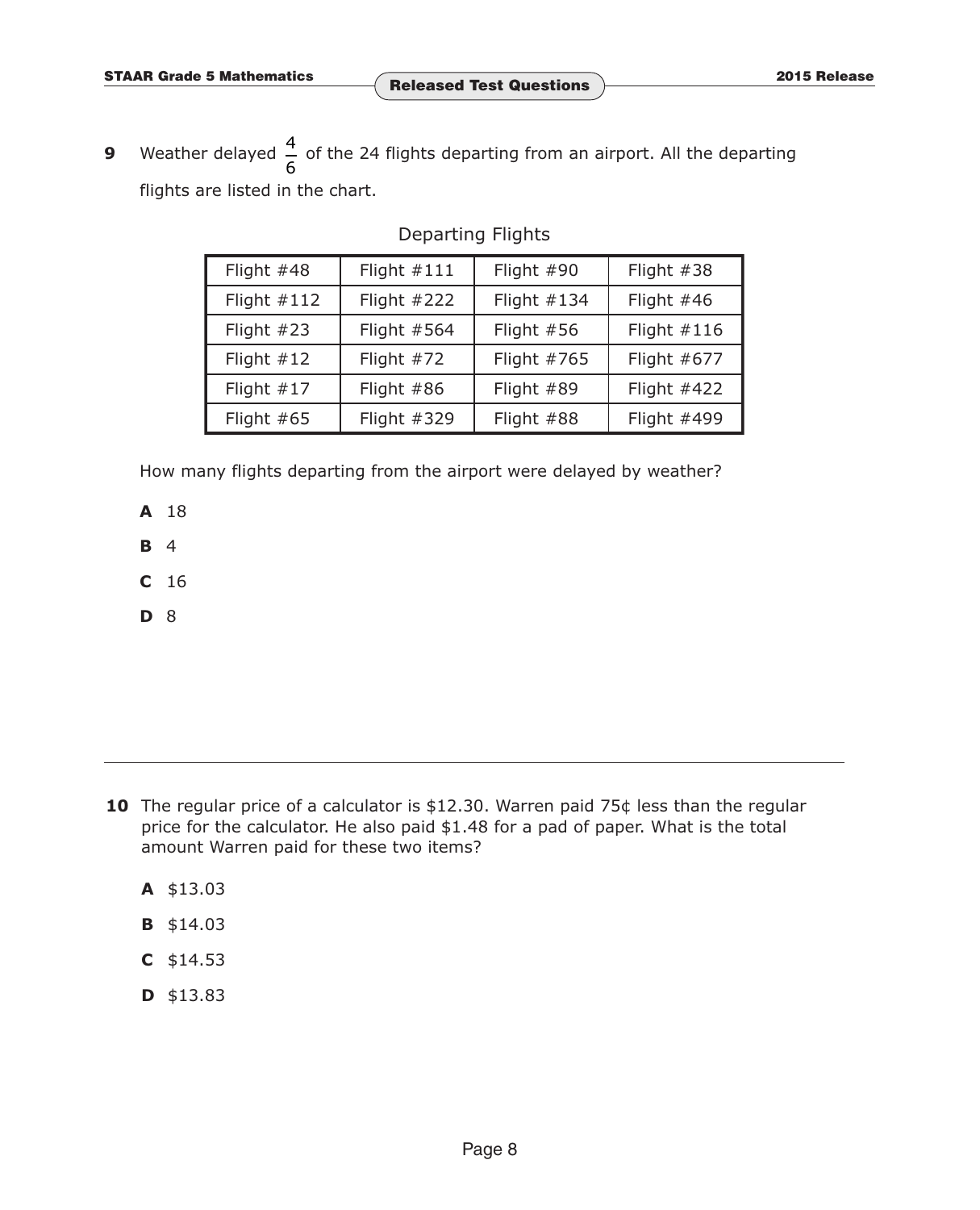**9** Weather delayed $\frac{4}{6}$ of the 24 flights departing from an airport. All the departing flights are listed in the chart.

Departing Flights

| | | | |
|---|---|---|---|
| Flight #48 | Flight #111 | Flight #90 | Flight #38 |
| Flight #112 | Flight #222 | Flight #134 | Flight #46 |
| Flight #23 | Flight #564 | Flight #56 | Flight #116 |
| Flight #12 | Flight #72 | Flight #765 | Flight #677 |
| Flight #17 | Flight #86 | Flight #89 | Flight #422 |
| Flight #65 | Flight #329 | Flight #88 | Flight #499 |

How many flights departing from the airport were delayed by weather?

**A** 18

**B** 4

**C** 16

**D** 8

---

**10** The regular price of a calculator is $12.30. Warren paid 75¢ less than the regular price for the calculator. He also paid $1.48 for a pad of paper. What is the total amount Warren paid for these two items?

**A** $13.03

**B** $14.03

**C** $14.53

**D** $13.83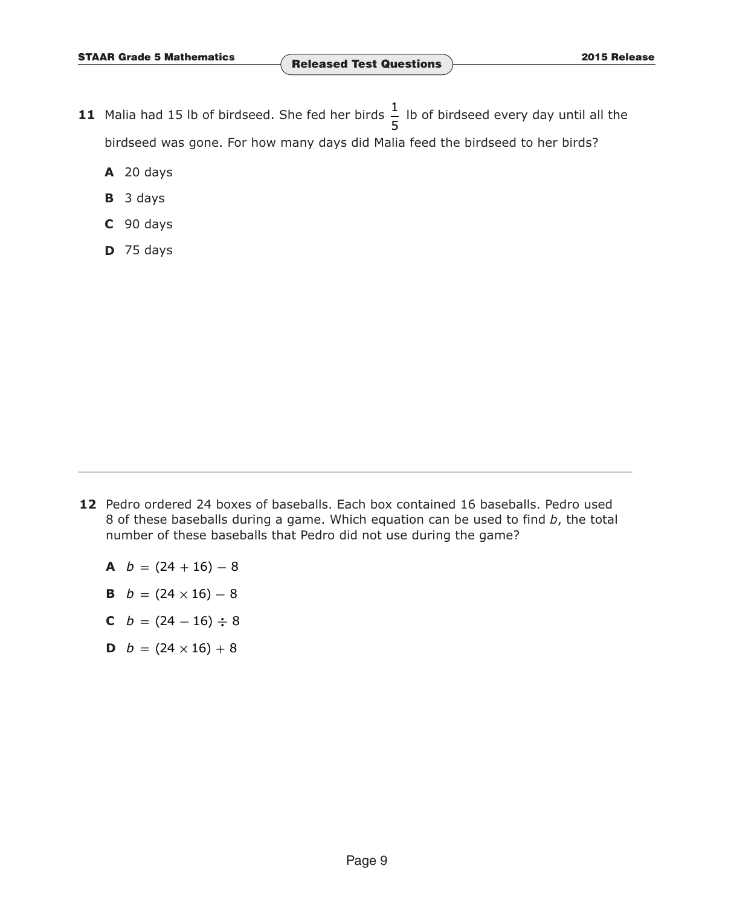**11** Malia had 15 lb of birdseed. She fed her birds $\frac{1}{5}$ lb of birdseed every day until all the birdseed was gone. For how many days did Malia feed the birdseed to her birds?

**A** 20 days

**B** 3 days

**C** 90 days

**D** 75 days

---

**12** Pedro ordered 24 boxes of baseballs. Each box contained 16 baseballs. Pedro used 8 of these baseballs during a game. Which equation can be used to find $b$, the total number of these baseballs that Pedro did not use during the game?

**A** $b = (24 + 16) - 8$

**B** $b = (24 \times 16) - 8$

**C** $b = (24 - 16) \div 8$

**D** $b = (24 \times 16) + 8$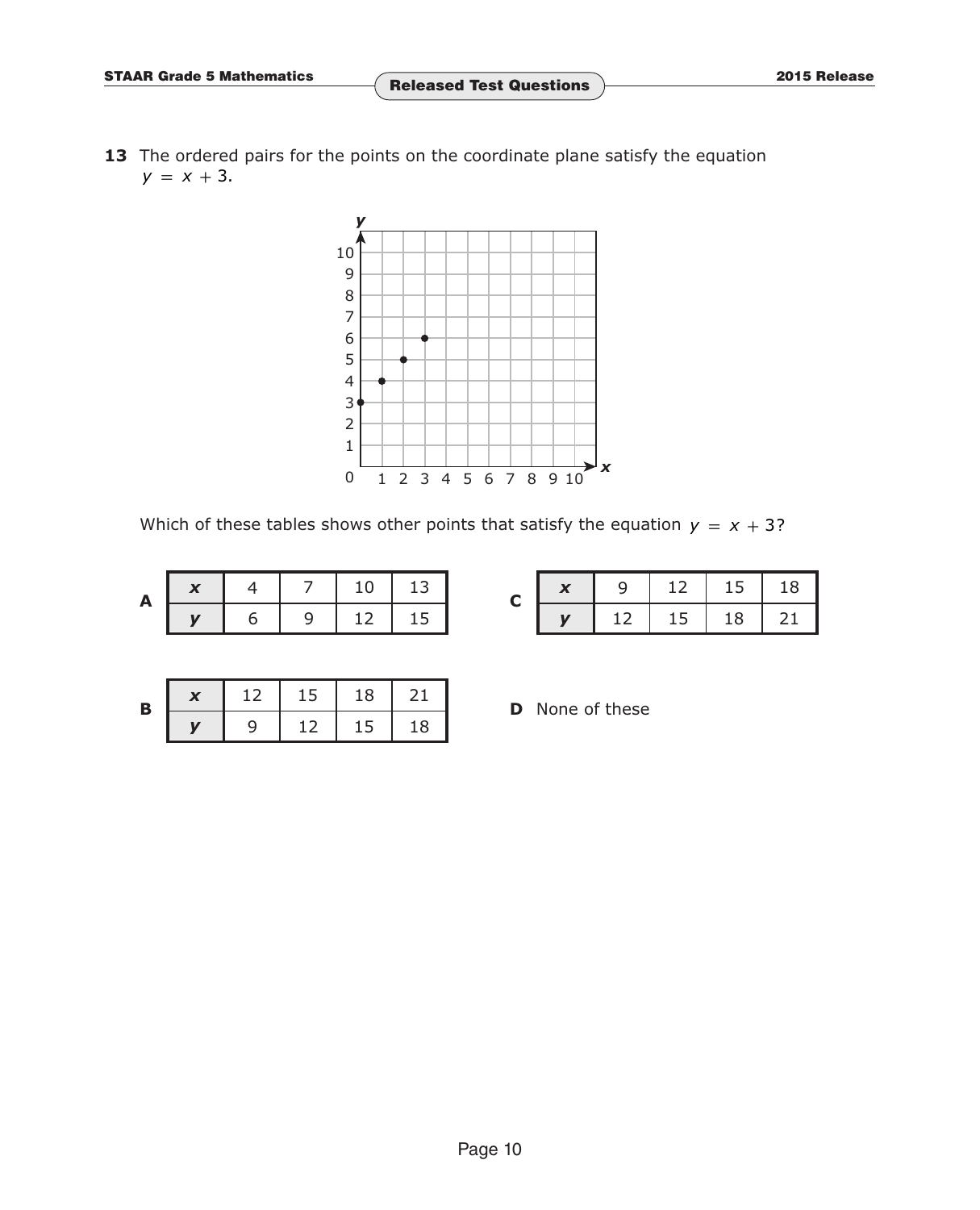**13** The ordered pairs for the points on the coordinate plane satisfy the equation $y = x + 3$.

Which of these tables shows other points that satisfy the equation $y = x + 3$?

**A**

| $x$ | 4 | 7 | 10 | 13 |
|---|---|---|---|---|
| $y$ | 6 | 9 | 12 | 15 |

**B**

| $x$ | 12 | 15 | 18 | 21 |
|---|---|---|---|---|
| $y$ | 9 | 12 | 15 | 18 |

**C**

| $x$ | 9 | 12 | 15 | 18 |
|---|---|---|---|---|
| $y$ | 12 | 15 | 18 | 21 |

**D** None of these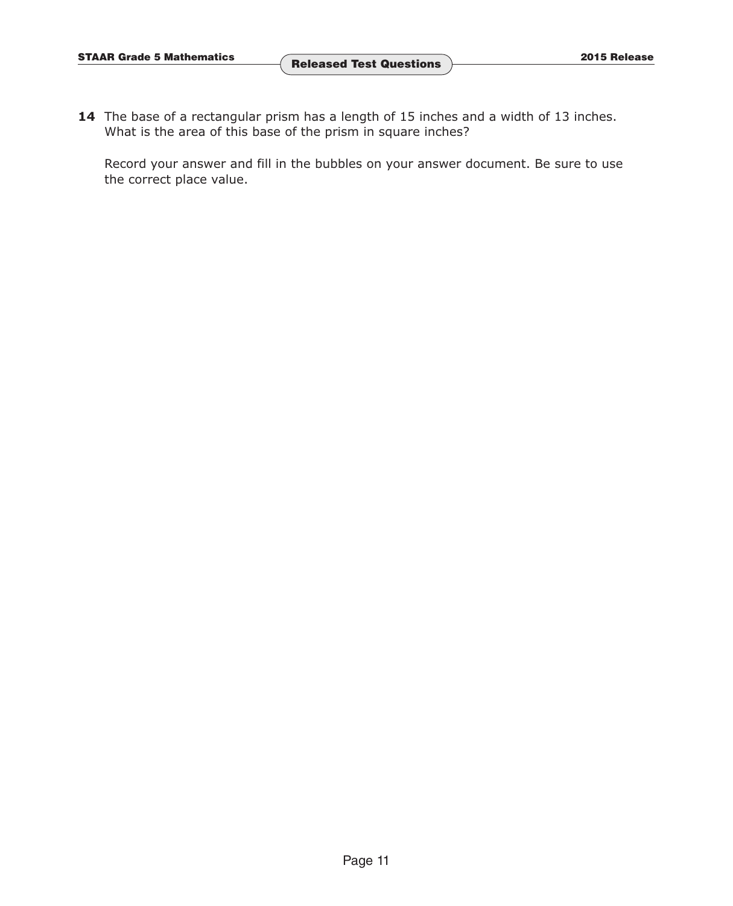**14** The base of a rectangular prism has a length of 15 inches and a width of 13 inches. What is the area of this base of the prism in square inches?

Record your answer and fill in the bubbles on your answer document. Be sure to use the correct place value.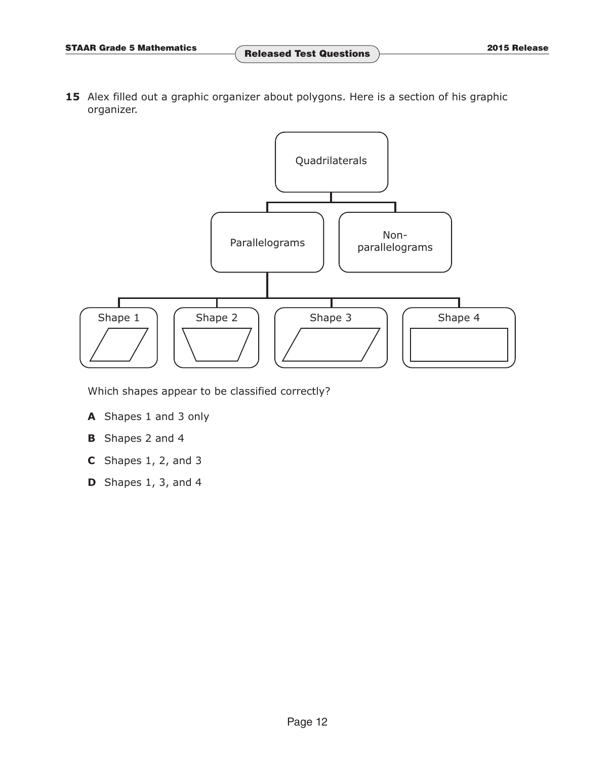**15** Alex filled out a graphic organizer about polygons. Here is a section of his graphic organizer.

Quadrilaterals

Parallelograms

Non-parallelograms

Shape 1

Shape 2

Shape 3

Shape 4

Which shapes appear to be classified correctly?

**A** Shapes 1 and 3 only

**B** Shapes 2 and 4

**C** Shapes 1, 2, and 3

**D** Shapes 1, 3, and 4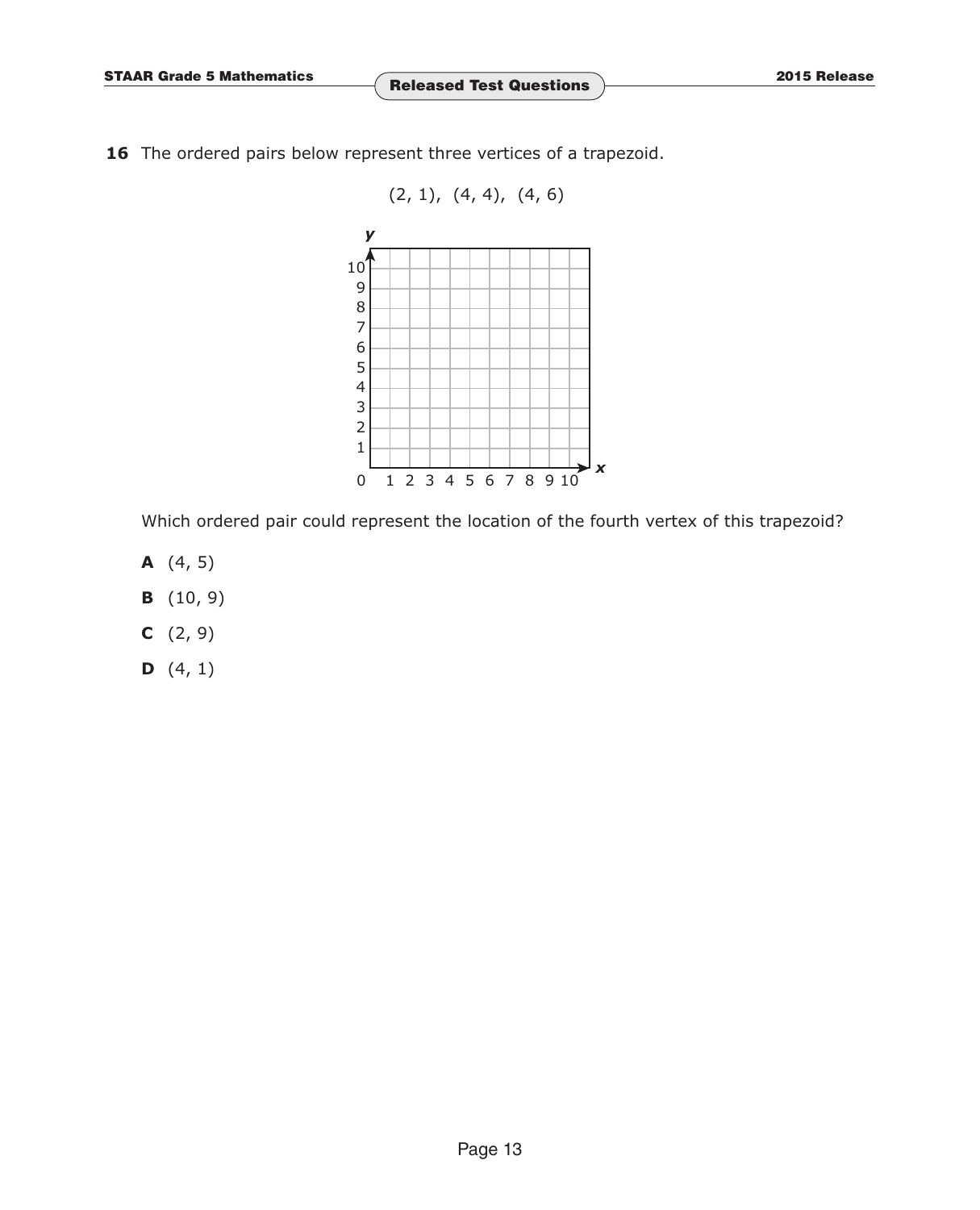**16** The ordered pairs below represent three vertices of a trapezoid.

(2, 1), (4, 4), (4, 6)

Which ordered pair could represent the location of the fourth vertex of this trapezoid?

**A** (4, 5)

**B** (10, 9)

**C** (2, 9)

**D** (4, 1)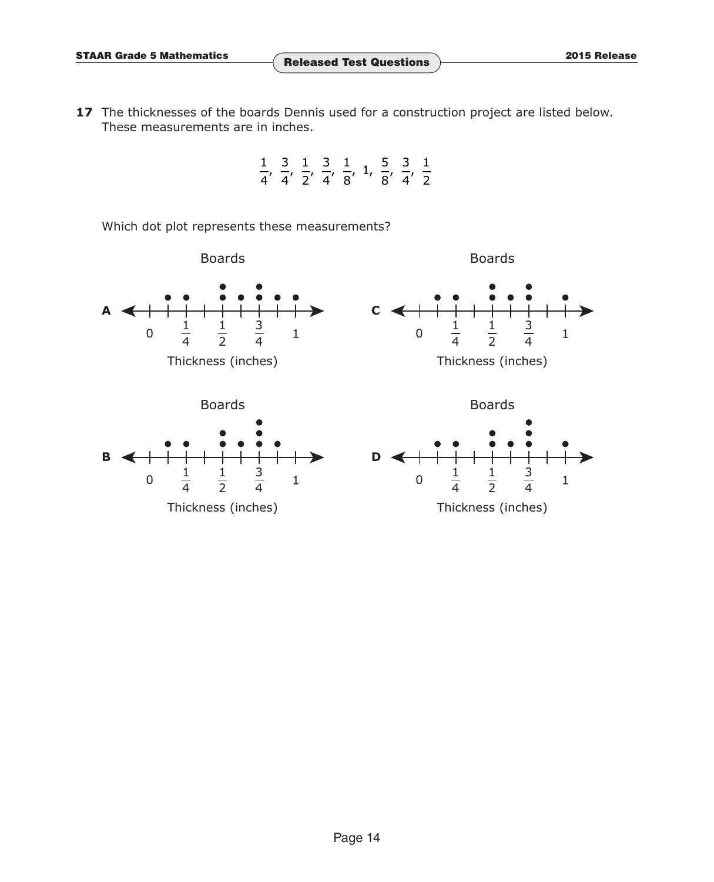**17** The thicknesses of the boards Dennis used for a construction project are listed below. These measurements are in inches.

$$\frac{1}{4},\ \frac{3}{4},\ \frac{1}{2},\ \frac{3}{4},\ \frac{1}{8},\ 1,\ \frac{5}{8},\ \frac{3}{4},\ \frac{1}{2}$$

Which dot plot represents these measurements?

**A**

Boards

$0$, $\frac{1}{4}$, $\frac{1}{2}$, $\frac{3}{4}$, $1$

Thickness (inches)

**C**

Boards

$0$, $\frac{1}{4}$, $\frac{1}{2}$, $\frac{3}{4}$, $1$

Thickness (inches)

**B**

Boards

$0$, $\frac{1}{4}$, $\frac{1}{2}$, $\frac{3}{4}$, $1$

Thickness (inches)

**D**

Boards

$0$, $\frac{1}{4}$, $\frac{1}{2}$, $\frac{3}{4}$, $1$

Thickness (inches)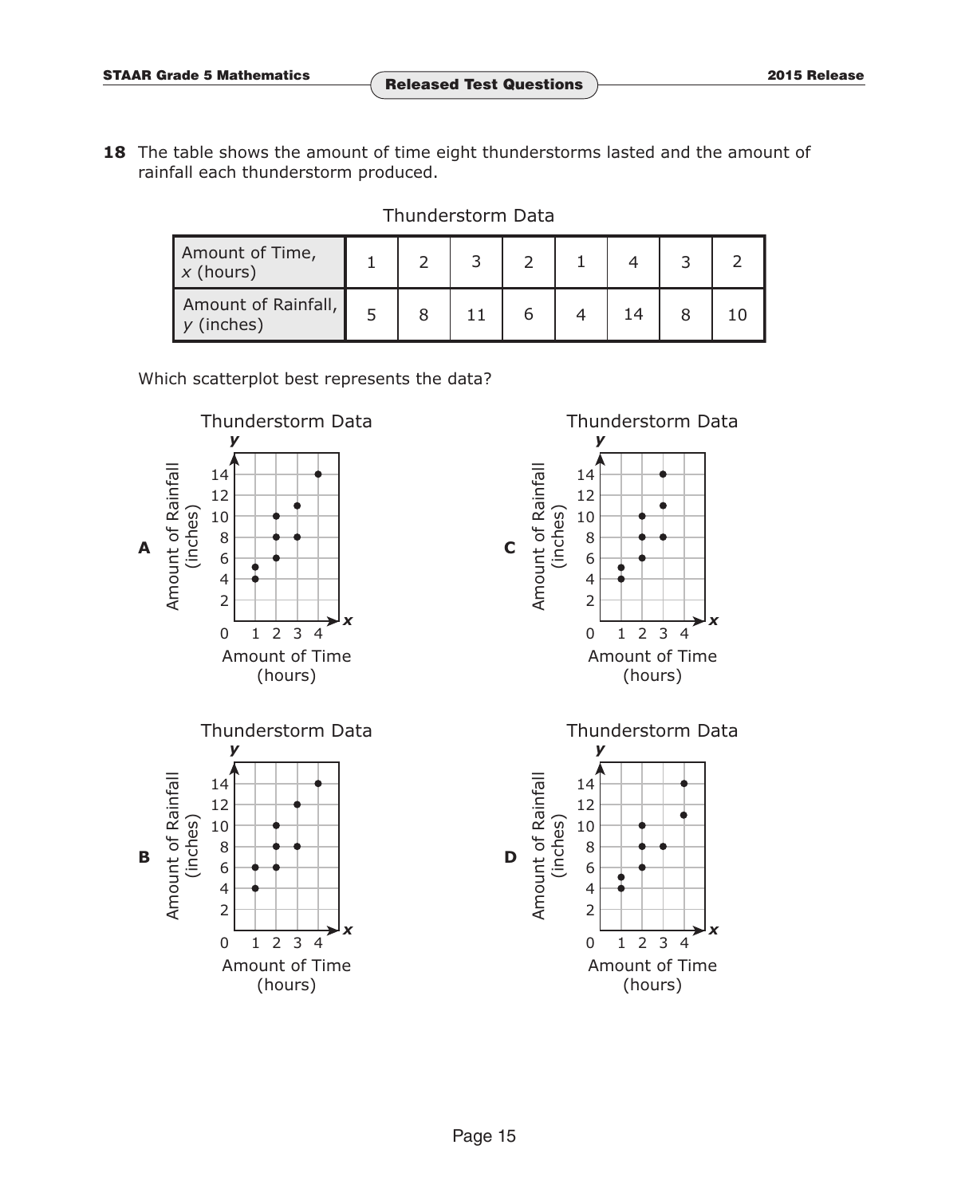**18** The table shows the amount of time eight thunderstorms lasted and the amount of rainfall each thunderstorm produced.

Thunderstorm Data

| Amount of Time, $x$ (hours) | 1 | 2 | 3 | 2 | 1 | 4 | 3 | 2 |
|---|---|---|---|---|---|---|---|---|
| Amount of Rainfall, $y$ (inches) | 5 | 8 | 11 | 6 | 4 | 14 | 8 | 10 |

Which scatterplot best represents the data?

**A**

Thunderstorm Data

**B**

Thunderstorm Data

**C**

Thunderstorm Data

**D**

Thunderstorm Data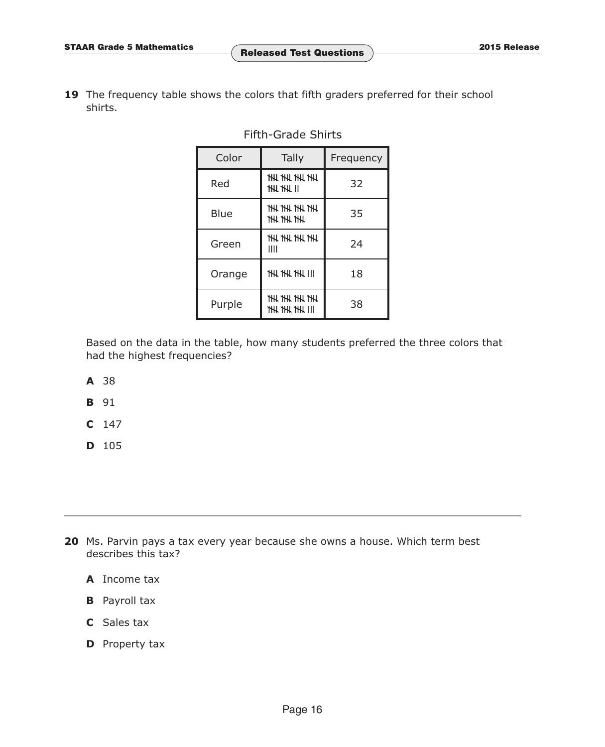**19** The frequency table shows the colors that fifth graders preferred for their school shirts.

Fifth-Grade Shirts

| Color | Tally | Frequency |
|---|---|---|
| Red | 卌 卌 卌 卌 卌 卌 II | 32 |
| Blue | 卌 卌 卌 卌 卌 卌 卌 | 35 |
| Green | 卌 卌 卌 卌 IIII | 24 |
| Orange | 卌 卌 卌 III | 18 |
| Purple | 卌 卌 卌 卌 卌 卌 卌 III | 38 |

Based on the data in the table, how many students preferred the three colors that had the highest frequencies?

**A** 38

**B** 91

**C** 147

**D** 105

---

**20** Ms. Parvin pays a tax every year because she owns a house. Which term best describes this tax?

**A** Income tax

**B** Payroll tax

**C** Sales tax

**D** Property tax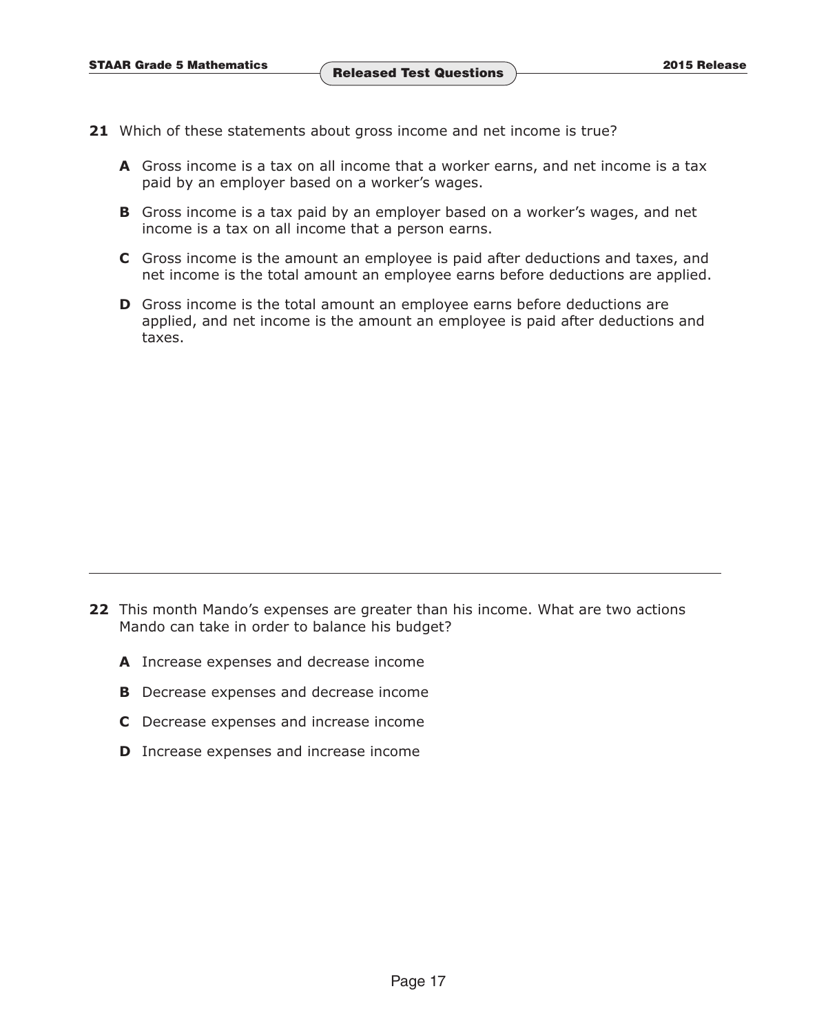**21** Which of these statements about gross income and net income is true?

**A** Gross income is a tax on all income that a worker earns, and net income is a tax paid by an employer based on a worker's wages.

**B** Gross income is a tax paid by an employer based on a worker's wages, and net income is a tax on all income that a person earns.

**C** Gross income is the amount an employee is paid after deductions and taxes, and net income is the total amount an employee earns before deductions are applied.

**D** Gross income is the total amount an employee earns before deductions are applied, and net income is the amount an employee is paid after deductions and taxes.

---

**22** This month Mando's expenses are greater than his income. What are two actions Mando can take in order to balance his budget?

**A** Increase expenses and decrease income

**B** Decrease expenses and decrease income

**C** Decrease expenses and increase income

**D** Increase expenses and increase income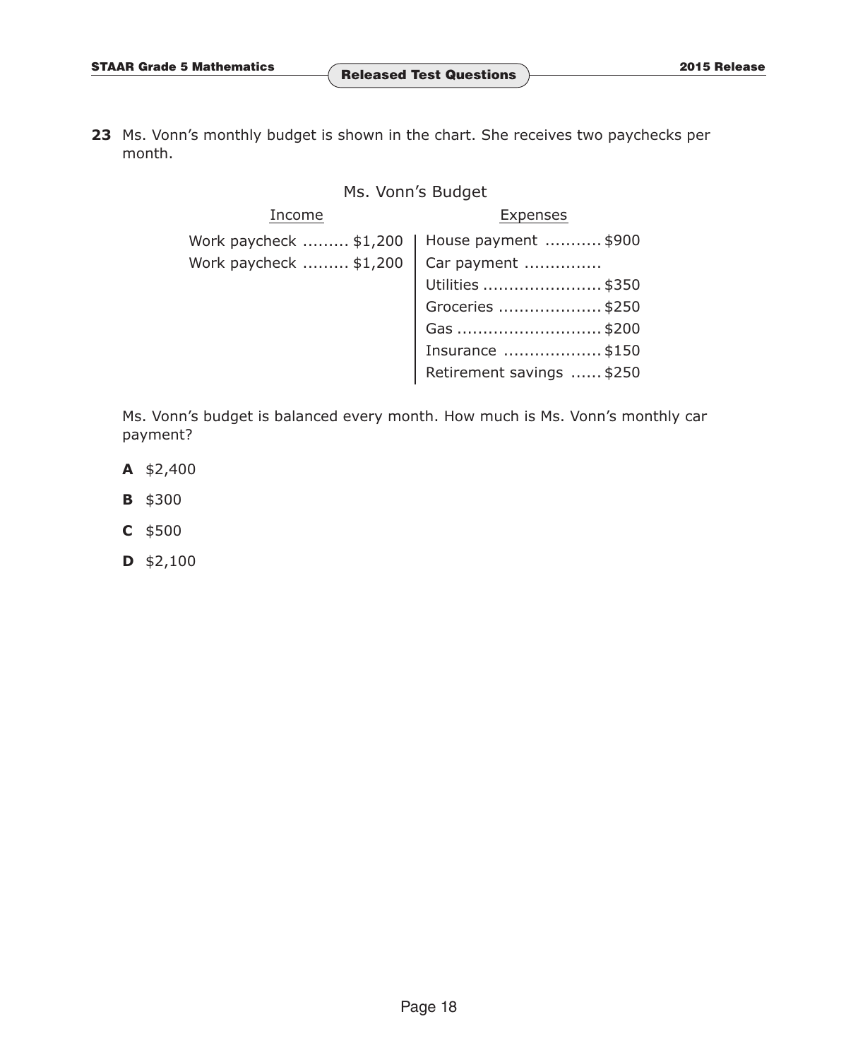**23** Ms. Vonn's monthly budget is shown in the chart. She receives two paychecks per month.

Ms. Vonn's Budget

| Income | Expenses |
|---|---|
| Work paycheck ......... $1,200 | House payment ........... $900 |
| Work paycheck ......... $1,200 | Car payment ............... |
| | Utilities ....................... $350 |
| | Groceries .................... $250 |
| | Gas ............................ $200 |
| | Insurance ................... $150 |
| | Retirement savings ...... $250 |

Ms. Vonn's budget is balanced every month. How much is Ms. Vonn's monthly car payment?

**A** $2,400

**B** $300

**C** $500

**D** $2,100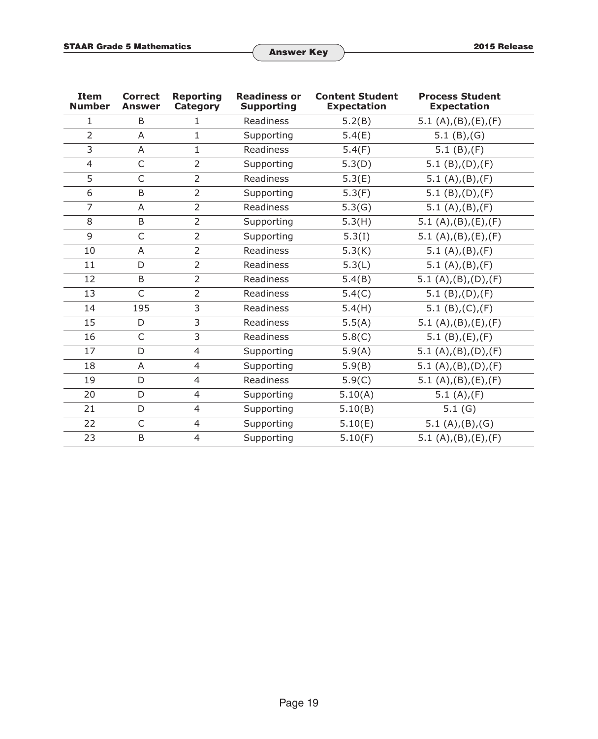## Answer Key

| Item Number | Correct Answer | Reporting Category | Readiness or Supporting | Content Student Expectation | Process Student Expectation |
|---|---|---|---|---|---|
| 1 | B | 1 | Readiness | 5.2(B) | 5.1 (A),(B),(E),(F) |
| 2 | A | 1 | Supporting | 5.4(E) | 5.1 (B),(G) |
| 3 | A | 1 | Readiness | 5.4(F) | 5.1 (B),(F) |
| 4 | C | 2 | Supporting | 5.3(D) | 5.1 (B),(D),(F) |
| 5 | C | 2 | Readiness | 5.3(E) | 5.1 (A),(B),(F) |
| 6 | B | 2 | Supporting | 5.3(F) | 5.1 (B),(D),(F) |
| 7 | A | 2 | Readiness | 5.3(G) | 5.1 (A),(B),(F) |
| 8 | B | 2 | Supporting | 5.3(H) | 5.1 (A),(B),(E),(F) |
| 9 | C | 2 | Supporting | 5.3(I) | 5.1 (A),(B),(E),(F) |
| 10 | A | 2 | Readiness | 5.3(K) | 5.1 (A),(B),(F) |
| 11 | D | 2 | Readiness | 5.3(L) | 5.1 (A),(B),(F) |
| 12 | B | 2 | Readiness | 5.4(B) | 5.1 (A),(B),(D),(F) |
| 13 | C | 2 | Readiness | 5.4(C) | 5.1 (B),(D),(F) |
| 14 | 195 | 3 | Readiness | 5.4(H) | 5.1 (B),(C),(F) |
| 15 | D | 3 | Readiness | 5.5(A) | 5.1 (A),(B),(E),(F) |
| 16 | C | 3 | Readiness | 5.8(C) | 5.1 (B),(E),(F) |
| 17 | D | 4 | Supporting | 5.9(A) | 5.1 (A),(B),(D),(F) |
| 18 | A | 4 | Supporting | 5.9(B) | 5.1 (A),(B),(D),(F) |
| 19 | D | 4 | Readiness | 5.9(C) | 5.1 (A),(B),(E),(F) |
| 20 | D | 4 | Supporting | 5.10(A) | 5.1 (A),(F) |
| 21 | D | 4 | Supporting | 5.10(B) | 5.1 (G) |
| 22 | C | 4 | Supporting | 5.10(E) | 5.1 (A),(B),(G) |
| 23 | B | 4 | Supporting | 5.10(F) | 5.1 (A),(B),(E),(F) |